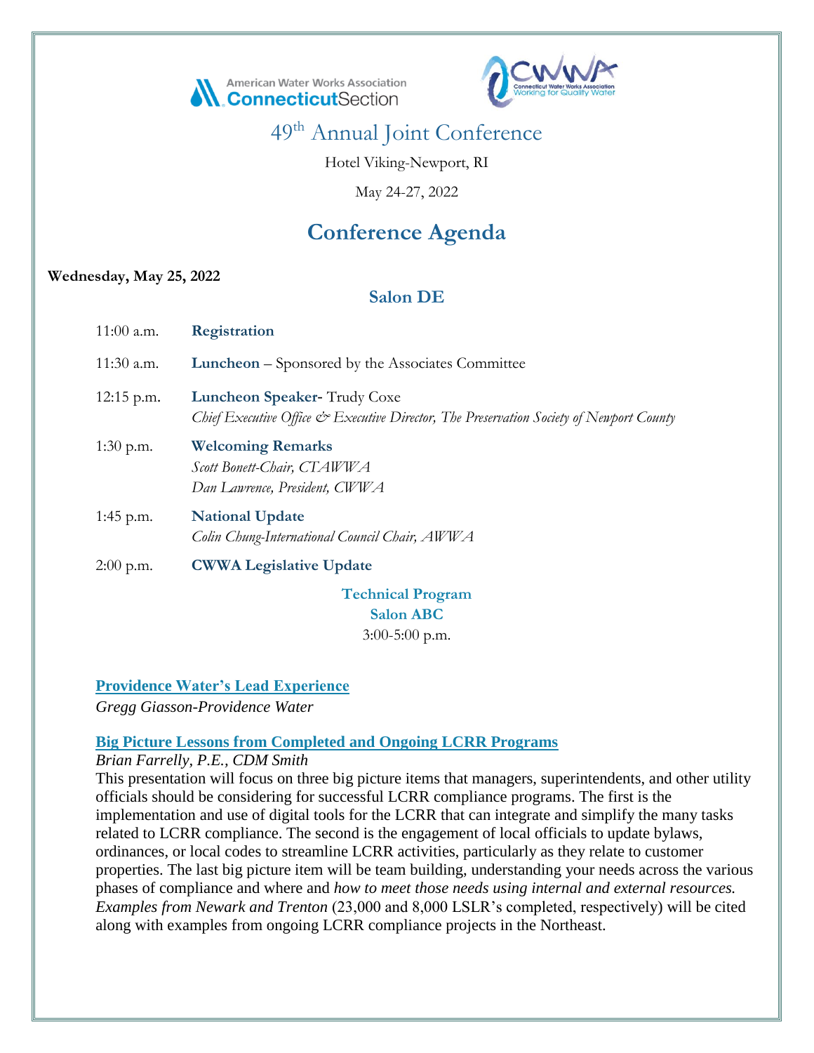American Water Works Association ConnecticutSection

CWWA Connecticut Water Works Association Working for Quality Water

# 49th Annual Joint Conference

Hotel Viking-Newport, RI

May 24-27, 2022

## Conference Agenda

**Wednesday, May 25, 2022**

### Salon DE

11:00 a.m. **Registration**

11:30 a.m. **Luncheon** – Sponsored by the Associates Committee

12:15 p.m. **Luncheon Speaker-** Trudy Coxe
*Chief Executive Office & Executive Director, The Preservation Society of Newport County*

1:30 p.m. **Welcoming Remarks**
*Scott Bonett-Chair, CTAWWA*
*Dan Lawrence, President, CWWA*

1:45 p.m. **National Update**
*Colin Chung-International Council Chair, AWWA*

2:00 p.m. **CWWA Legislative Update**

### Technical Program
### Salon ABC

3:00-5:00 p.m.

**Providence Water's Lead Experience**
*Gregg Giasson-Providence Water*

**Big Picture Lessons from Completed and Ongoing LCRR Programs**
*Brian Farrelly, P.E., CDM Smith*
This presentation will focus on three big picture items that managers, superintendents, and other utility officials should be considering for successful LCRR compliance programs. The first is the implementation and use of digital tools for the LCRR that can integrate and simplify the many tasks related to LCRR compliance. The second is the engagement of local officials to update bylaws, ordinances, or local codes to streamline LCRR activities, particularly as they relate to customer properties. The last big picture item will be team building, understanding your needs across the various phases of compliance and where and *how to meet those needs using internal and external resources. Examples from Newark and Trenton* (23,000 and 8,000 LSLR's completed, respectively) will be cited along with examples from ongoing LCRR compliance projects in the Northeast.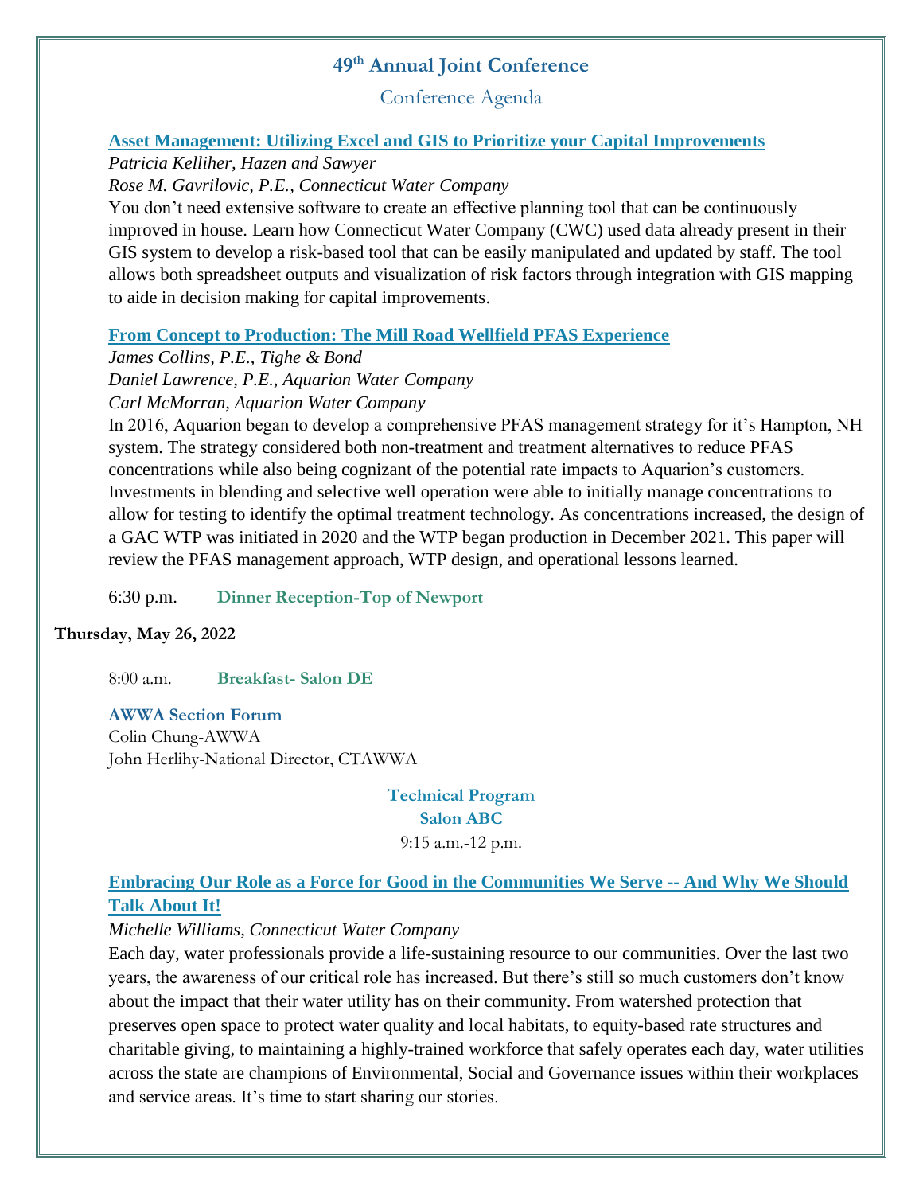## 49th Annual Joint Conference

Conference Agenda

### Asset Management: Utilizing Excel and GIS to Prioritize your Capital Improvements

*Patricia Kelliher, Hazen and Sawyer*

*Rose M. Gavrilovic, P.E., Connecticut Water Company*

You don't need extensive software to create an effective planning tool that can be continuously improved in house. Learn how Connecticut Water Company (CWC) used data already present in their GIS system to develop a risk-based tool that can be easily manipulated and updated by staff. The tool allows both spreadsheet outputs and visualization of risk factors through integration with GIS mapping to aide in decision making for capital improvements.

### From Concept to Production: The Mill Road Wellfield PFAS Experience

*James Collins, P.E., Tighe & Bond*

*Daniel Lawrence, P.E., Aquarion Water Company*

*Carl McMorran, Aquarion Water Company*

In 2016, Aquarion began to develop a comprehensive PFAS management strategy for it's Hampton, NH system. The strategy considered both non-treatment and treatment alternatives to reduce PFAS concentrations while also being cognizant of the potential rate impacts to Aquarion's customers. Investments in blending and selective well operation were able to initially manage concentrations to allow for testing to identify the optimal treatment technology. As concentrations increased, the design of a GAC WTP was initiated in 2020 and the WTP began production in December 2021. This paper will review the PFAS management approach, WTP design, and operational lessons learned.

6:30 p.m. **Dinner Reception-Top of Newport**

**Thursday, May 26, 2022**

8:00 a.m. **Breakfast- Salon DE**

**AWWA Section Forum**

Colin Chung-AWWA

John Herlihy-National Director, CTAWWA

**Technical Program**

**Salon ABC**

9:15 a.m.-12 p.m.

### Embracing Our Role as a Force for Good in the Communities We Serve -- And Why We Should Talk About It!

*Michelle Williams, Connecticut Water Company*

Each day, water professionals provide a life-sustaining resource to our communities. Over the last two years, the awareness of our critical role has increased. But there's still so much customers don't know about the impact that their water utility has on their community. From watershed protection that preserves open space to protect water quality and local habitats, to equity-based rate structures and charitable giving, to maintaining a highly-trained workforce that safely operates each day, water utilities across the state are champions of Environmental, Social and Governance issues within their workplaces and service areas. It's time to start sharing our stories.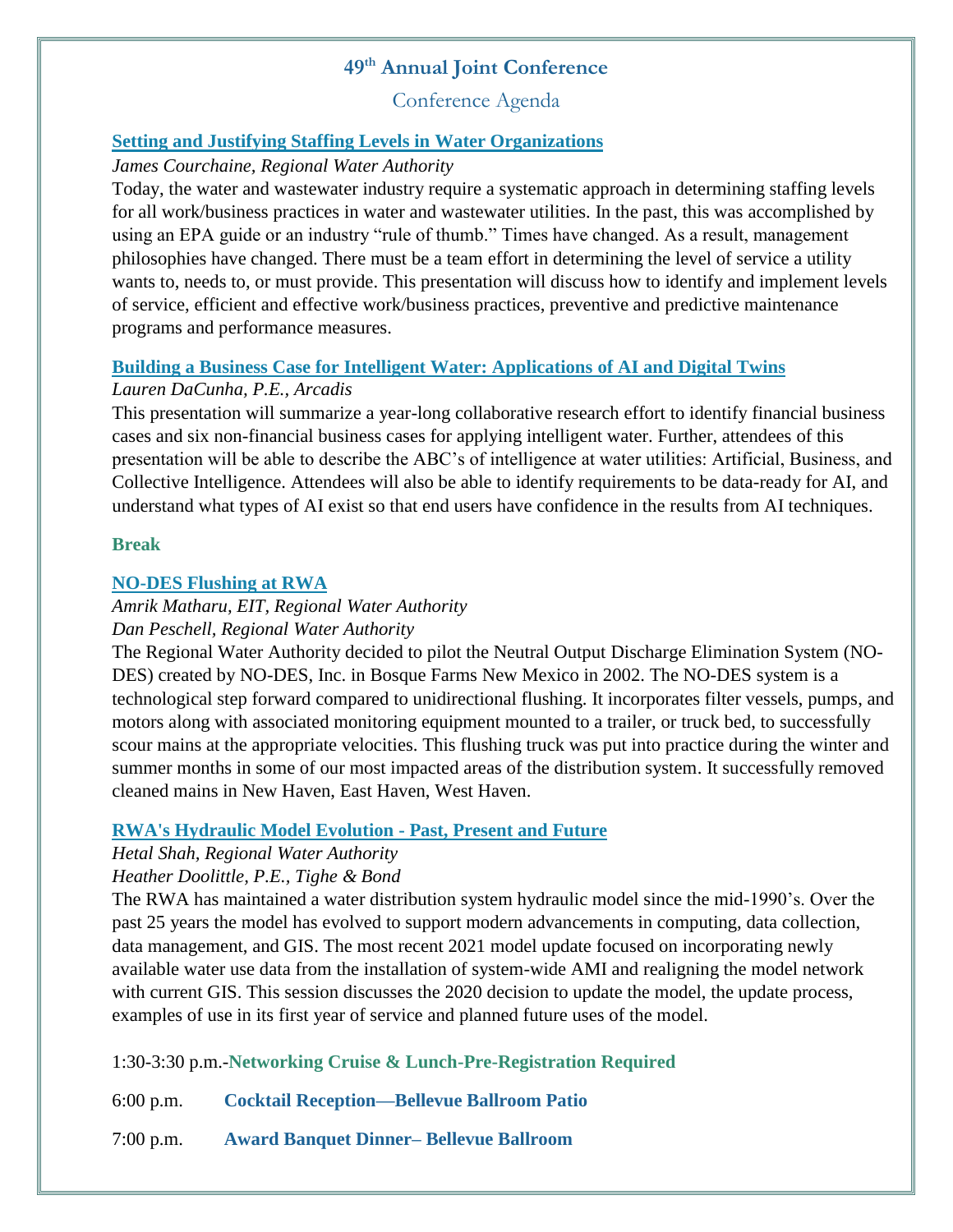## 49th Annual Joint Conference

Conference Agenda

### Setting and Justifying Staffing Levels in Water Organizations

*James Courchaine, Regional Water Authority*

Today, the water and wastewater industry require a systematic approach in determining staffing levels for all work/business practices in water and wastewater utilities. In the past, this was accomplished by using an EPA guide or an industry "rule of thumb." Times have changed. As a result, management philosophies have changed. There must be a team effort in determining the level of service a utility wants to, needs to, or must provide. This presentation will discuss how to identify and implement levels of service, efficient and effective work/business practices, preventive and predictive maintenance programs and performance measures.

### Building a Business Case for Intelligent Water: Applications of AI and Digital Twins

*Lauren DaCunha, P.E., Arcadis*

This presentation will summarize a year-long collaborative research effort to identify financial business cases and six non-financial business cases for applying intelligent water. Further, attendees of this presentation will be able to describe the ABC's of intelligence at water utilities: Artificial, Business, and Collective Intelligence. Attendees will also be able to identify requirements to be data-ready for AI, and understand what types of AI exist so that end users have confidence in the results from AI techniques.

**Break**

### NO-DES Flushing at RWA

*Amrik Matharu, EIT, Regional Water Authority*
*Dan Peschell, Regional Water Authority*

The Regional Water Authority decided to pilot the Neutral Output Discharge Elimination System (NO-DES) created by NO-DES, Inc. in Bosque Farms New Mexico in 2002. The NO-DES system is a technological step forward compared to unidirectional flushing. It incorporates filter vessels, pumps, and motors along with associated monitoring equipment mounted to a trailer, or truck bed, to successfully scour mains at the appropriate velocities. This flushing truck was put into practice during the winter and summer months in some of our most impacted areas of the distribution system. It successfully removed cleaned mains in New Haven, East Haven, West Haven.

### RWA's Hydraulic Model Evolution - Past, Present and Future

*Hetal Shah, Regional Water Authority*
*Heather Doolittle, P.E., Tighe & Bond*

The RWA has maintained a water distribution system hydraulic model since the mid-1990's. Over the past 25 years the model has evolved to support modern advancements in computing, data collection, data management, and GIS. The most recent 2021 model update focused on incorporating newly available water use data from the installation of system-wide AMI and realigning the model network with current GIS. This session discusses the 2020 decision to update the model, the update process, examples of use in its first year of service and planned future uses of the model.

1:30-3:30 p.m.-**Networking Cruise & Lunch-Pre-Registration Required**

6:00 p.m. **Cocktail Reception—Bellevue Ballroom Patio**

7:00 p.m. **Award Banquet Dinner– Bellevue Ballroom**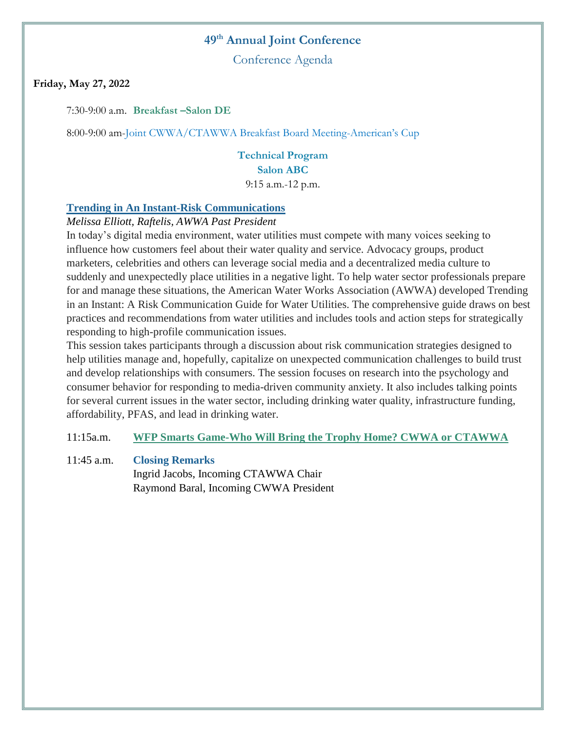## 49th Annual Joint Conference

Conference Agenda

**Friday, May 27, 2022**

7:30-9:00 a.m. **Breakfast –Salon DE**

8:00-9:00 am-Joint CWWA/CTAWWA Breakfast Board Meeting-American's Cup

**Technical Program**
**Salon ABC**
9:15 a.m.-12 p.m.

### Trending in An Instant-Risk Communications

*Melissa Elliott, Raftelis, AWWA Past President*

In today's digital media environment, water utilities must compete with many voices seeking to influence how customers feel about their water quality and service. Advocacy groups, product marketers, celebrities and others can leverage social media and a decentralized media culture to suddenly and unexpectedly place utilities in a negative light. To help water sector professionals prepare for and manage these situations, the American Water Works Association (AWWA) developed Trending in an Instant: A Risk Communication Guide for Water Utilities. The comprehensive guide draws on best practices and recommendations from water utilities and includes tools and action steps for strategically responding to high-profile communication issues.

This session takes participants through a discussion about risk communication strategies designed to help utilities manage and, hopefully, capitalize on unexpected communication challenges to build trust and develop relationships with consumers. The session focuses on research into the psychology and consumer behavior for responding to media-driven community anxiety. It also includes talking points for several current issues in the water sector, including drinking water quality, infrastructure funding, affordability, PFAS, and lead in drinking water.

11:15a.m. **WFP Smarts Game-Who Will Bring the Trophy Home? CWWA or CTAWWA**

11:45 a.m. **Closing Remarks**
Ingrid Jacobs, Incoming CTAWWA Chair
Raymond Baral, Incoming CWWA President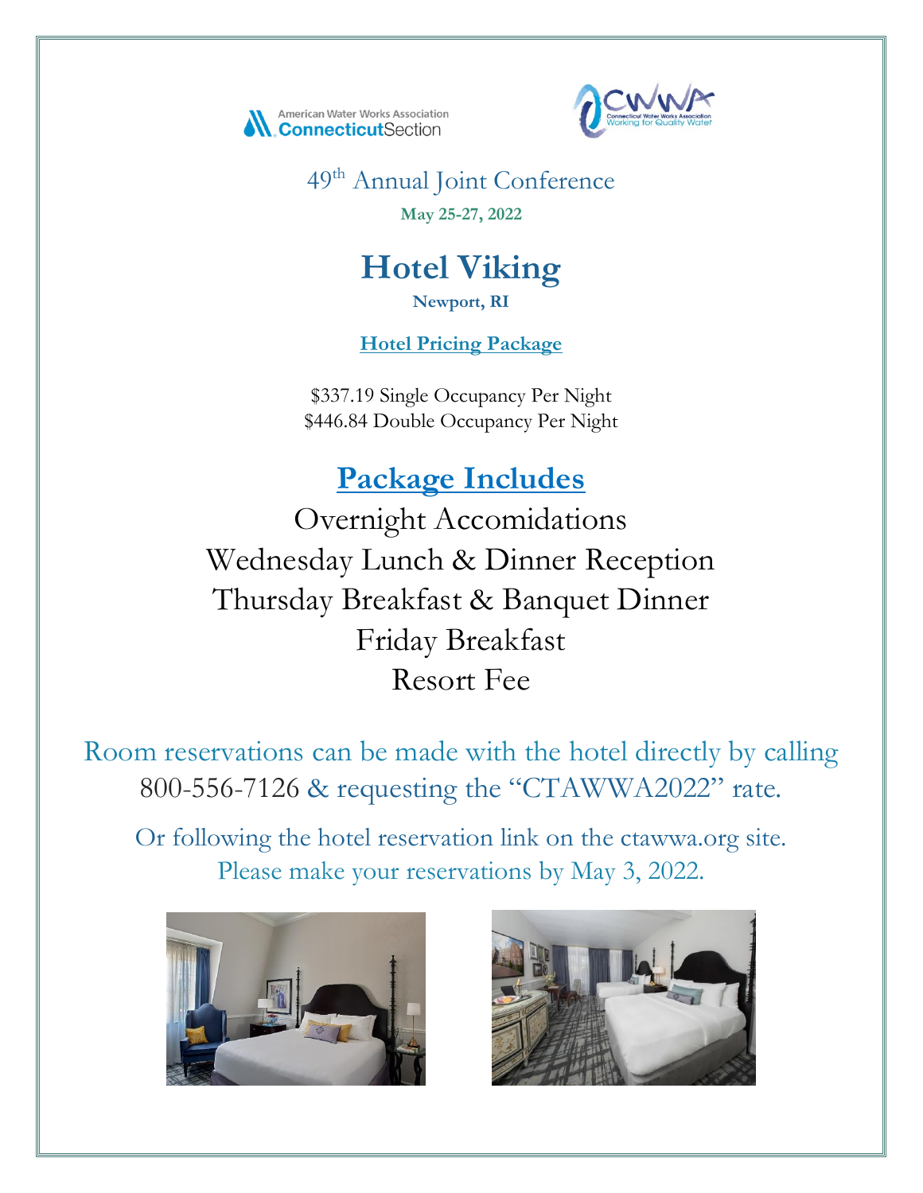American Water Works Association Connecticut Section

CWWA Connecticut Water Works Association Working for Quality Water

49th Annual Joint Conference

**May 25-27, 2022**

# Hotel Viking

**Newport, RI**

**Hotel Pricing Package**

$337.19 Single Occupancy Per Night
$446.84 Double Occupancy Per Night

## Package Includes

Overnight Accomidations
Wednesday Lunch & Dinner Reception
Thursday Breakfast & Banquet Dinner
Friday Breakfast
Resort Fee

Room reservations can be made with the hotel directly by calling 800-556-7126 & requesting the "CTAWWA2022" rate.

Or following the hotel reservation link on the ctawwa.org site. Please make your reservations by May 3, 2022.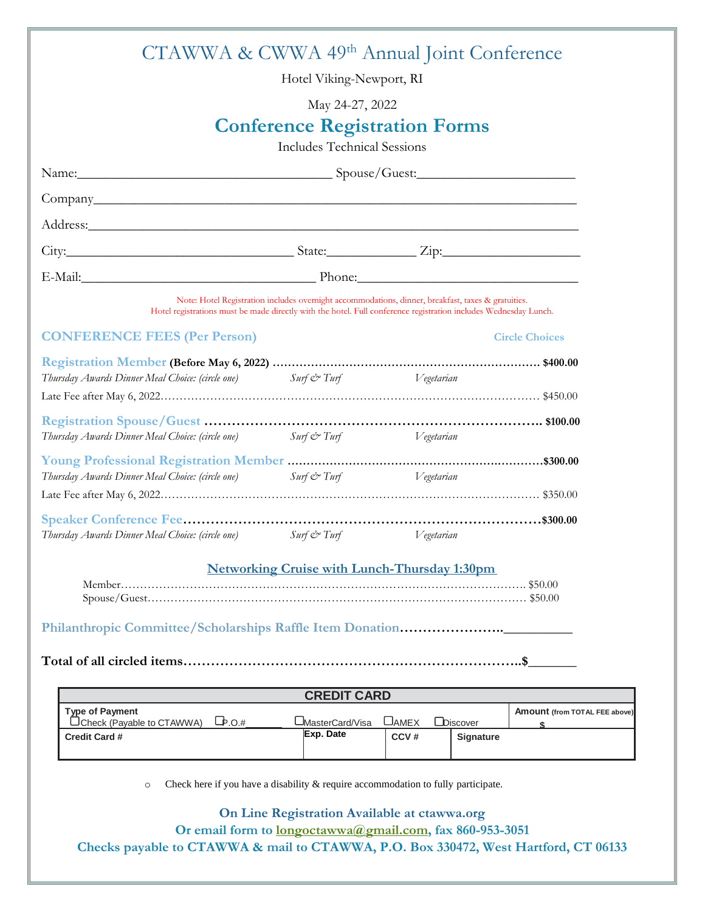# CTAWWA & CWWA 49th Annual Joint Conference

Hotel Viking-Newport, RI

May 24-27, 2022

## Conference Registration Forms

Includes Technical Sessions

Name:______________________________________ Spouse/Guest:_______________________

Company_________________________________________________________________________

Address:_________________________________________________________________________

City:__________________________________ State:_____________ Zip:____________________

E-Mail:__________________________________ Phone:_________________________________

Note: Hotel Registration includes overnight accommodations, dinner, breakfast, taxes & gratuities.
Hotel registrations must be made directly with the hotel. Full conference registration includes Wednesday Lunch.

### CONFERENCE FEES (Per Person) — Circle Choices

**Registration Member (Before May 6, 2022)** …………………………………………………… **$400.00**

*Thursday Awards Dinner Meal Choice: (circle one)* *Surf & Turf* *Vegetarian*

Late Fee after May 6, 2022…………………………………………………………………………… $450.00

**Registration Spouse/Guest** …………………………………………………………………… **$100.00**

*Thursday Awards Dinner Meal Choice: (circle one)* *Surf & Turf* *Vegetarian*

**Young Professional Registration Member** ……………………………………………………**$300.00**

*Thursday Awards Dinner Meal Choice: (circle one)* *Surf & Turf* *Vegetarian*

Late Fee after May 6, 2022…………………………………………………………………………… $350.00

**Speaker Conference Fee**…………………………………………………………………………**$300.00**

*Thursday Awards Dinner Meal Choice: (circle one)* *Surf & Turf* *Vegetarian*

**Networking Cruise with Lunch-Thursday 1:30pm**

Member……………………………………………………………………………………………… $50.00

Spouse/Guest………………………………………………………………………………………… $50.00

**Philanthropic Committee/Scholarships Raffle Item Donation**…………………..__________

**Total of all circled items**…………………………………………………………………….$_______

| CREDIT CARD | | | | |
|---|---|---|---|---|
| **Type of Payment** ☐Check (Payable to CTAWWA) ☐P.O.#______ | ☐MasterCard/Visa | ☐AMEX | ☐Discover | **Amount** (from TOTAL FEE above) $ |
| **Credit Card #** | **Exp. Date** | **CCV #** | **Signature** | |

○ Check here if you have a disability & require accommodation to fully participate.

**On Line Registration Available at ctawwa.org**

**Or email form to longoctawwa@gmail.com, fax 860-953-3051**

**Checks payable to CTAWWA & mail to CTAWWA, P.O. Box 330472, West Hartford, CT 06133**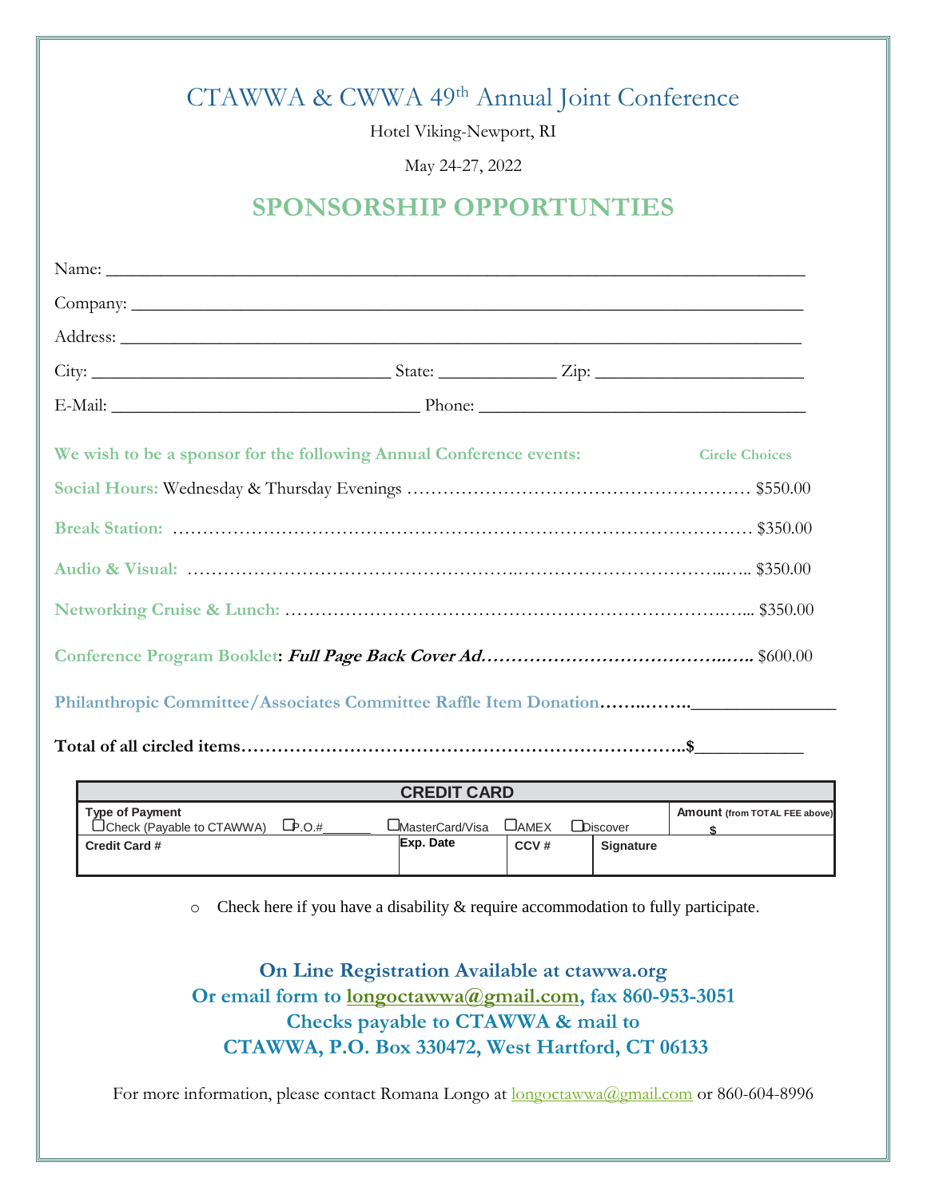# CTAWWA & CWWA 49th Annual Joint Conference

Hotel Viking-Newport, RI

May 24-27, 2022

## SPONSORSHIP OPPORTUNTIES

Name: ____________________________________________________________________________

Company: _________________________________________________________________________

Address: __________________________________________________________________________

City: ________________________________ State: _____________ Zip: ______________________

E-Mail: ___________________________________ Phone: ____________________________________

**We wish to be a sponsor for the following Annual Conference events:** **Circle Choices**

**Social Hours:** Wednesday & Thursday Evenings …………………………………………………… $550.00

**Break Station:** ………………………………………………………………………………………… $350.00

**Audio & Visual:** ……………………………………………………………………………………… $350.00

**Networking Cruise & Lunch:** ………………………………………………………………………… $350.00

**Conference Program Booklet:** ***Full Page Back Cover Ad*****……………………………………** $600.00

**Philanthropic Committee/Associates Committee Raffle Item Donation……………**_______________

**Total of all circled items…………………………………………………………………..$**___________

| CREDIT CARD | | | | |
|---|---|---|---|---|
| **Type of Payment** ☐Check (Payable to CTAWWA) ☐P.O.#______ | ☐MasterCard/Visa ☐AMEX ☐Discover | | | **Amount** (from TOTAL FEE above) $ |
| **Credit Card #** | **Exp. Date** | **CCV #** | **Signature** | |

o Check here if you have a disability & require accommodation to fully participate.

**On Line Registration Available at ctawwa.org**
**Or email form to longoctawwa@gmail.com, fax 860-953-3051**
**Checks payable to CTAWWA & mail to**
**CTAWWA, P.O. Box 330472, West Hartford, CT 06133**

For more information, please contact Romana Longo at longoctawwa@gmail.com or 860-604-8996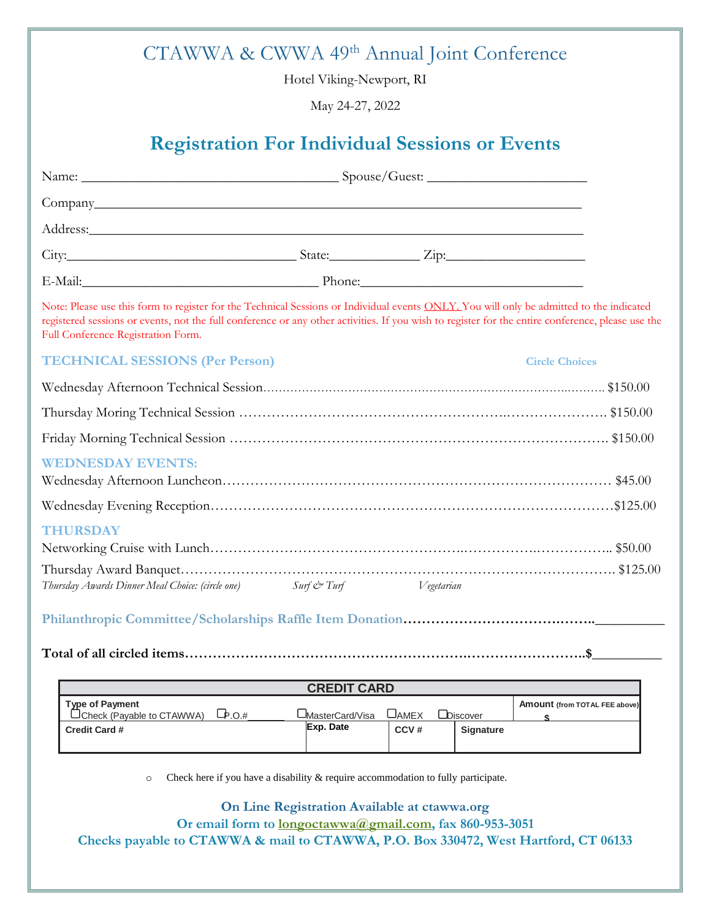# CTAWWA & CWWA 49th Annual Joint Conference

Hotel Viking-Newport, RI

May 24-27, 2022

## Registration For Individual Sessions or Events

Name: ______________________________ Spouse/Guest: ____________________

Company______________________________________________________________

Address:_____________________________________________________________

City:___________________________ State:__________ Zip:________________

E-Mail:_____________________________ Phone:__________________________

Note: Please use this form to register for the Technical Sessions or Individual events ONLY. You will only be admitted to the indicated registered sessions or events, not the full conference or any other activities. If you wish to register for the entire conference, please use the Full Conference Registration Form.

### TECHNICAL SESSIONS (Per Person) — Circle Choices

Wednesday Afternoon Technical Session……………………………………… $150.00

Thursday Moring Technical Session ……………………………………… $150.00

Friday Morning Technical Session ……………………………………… $150.00

### WEDNESDAY EVENTS:

Wednesday Afternoon Luncheon……………………………………… $45.00

Wednesday Evening Reception………………………………………$125.00

### THURSDAY

Networking Cruise with Lunch……………………………………… $50.00

Thursday Award Banquet……………………………………… $125.00

*Thursday Awards Dinner Meal Choice: (circle one)* *Surf & Turf* *Vegetarian*

**Philanthropic Committee/Scholarships Raffle Item Donation………………………**__________

**Total of all circled items………………………………………$**__________

| CREDIT CARD | | | | |
|---|---|---|---|---|
| **Type of Payment** ☐Check (Payable to CTAWWA) ☐P.O.#______ | ☐MasterCard/Visa ☐AMEX ☐Discover | | | **Amount** (from TOTAL FEE above) **$** |
| **Credit Card #** | **Exp. Date** | **CCV #** | **Signature** | |

○ Check here if you have a disability & require accommodation to fully participate.

**On Line Registration Available at ctawwa.org**
**Or email form to longoctawwa@gmail.com, fax 860-953-3051**
**Checks payable to CTAWWA & mail to CTAWWA, P.O. Box 330472, West Hartford, CT 06133**